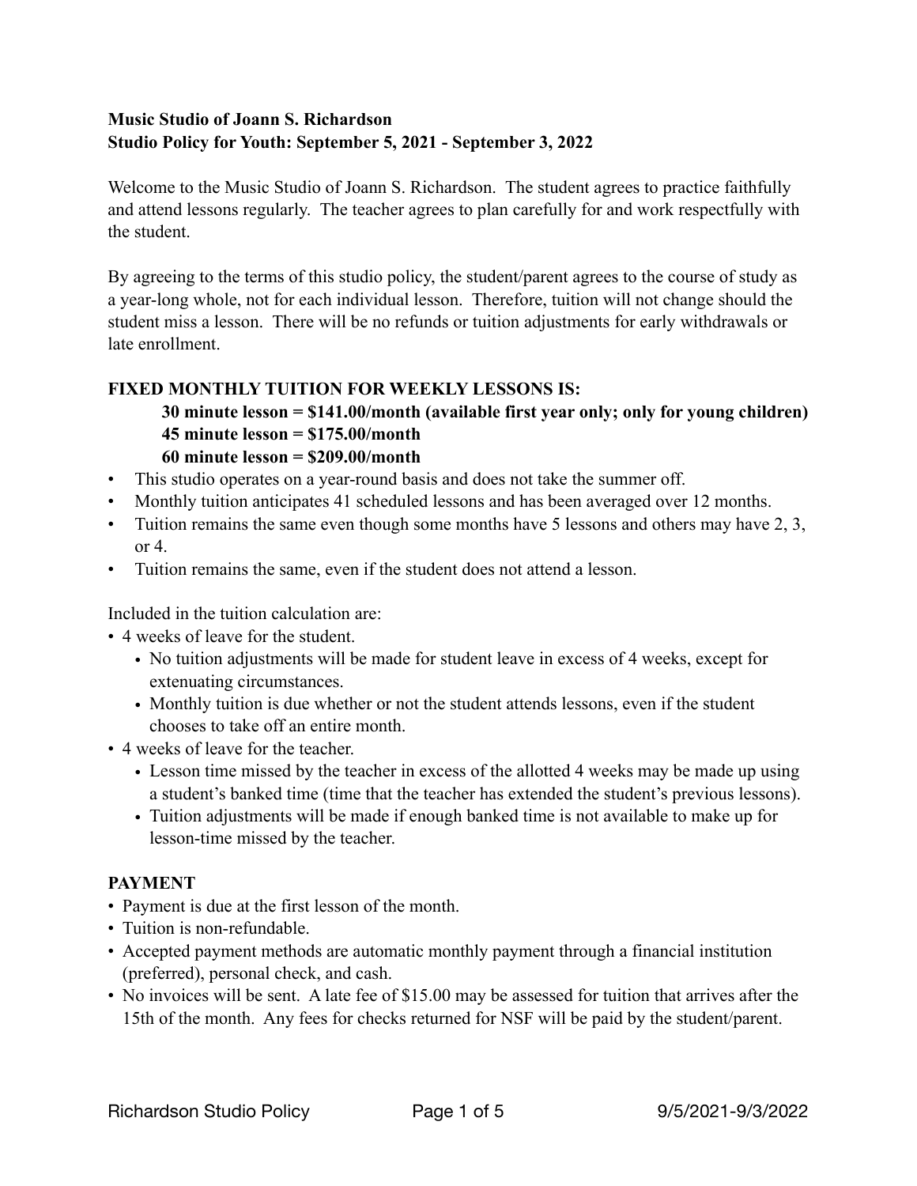**Music Studio of Joann S. Richardson**
**Studio Policy for Youth: September 5, 2021 - September 3, 2022**

Welcome to the Music Studio of Joann S. Richardson. The student agrees to practice faithfully and attend lessons regularly. The teacher agrees to plan carefully for and work respectfully with the student.

By agreeing to the terms of this studio policy, the student/parent agrees to the course of study as a year-long whole, not for each individual lesson. Therefore, tuition will not change should the student miss a lesson. There will be no refunds or tuition adjustments for early withdrawals or late enrollment.

## FIXED MONTHLY TUITION FOR WEEKLY LESSONS IS:

**30 minute lesson = $141.00/month (available first year only; only for young children)**
**45 minute lesson = $175.00/month**
**60 minute lesson = $209.00/month**

- This studio operates on a year-round basis and does not take the summer off.
- Monthly tuition anticipates 41 scheduled lessons and has been averaged over 12 months.
- Tuition remains the same even though some months have 5 lessons and others may have 2, 3, or 4.
- Tuition remains the same, even if the student does not attend a lesson.

Included in the tuition calculation are:

- 4 weeks of leave for the student.
  - No tuition adjustments will be made for student leave in excess of 4 weeks, except for extenuating circumstances.
  - Monthly tuition is due whether or not the student attends lessons, even if the student chooses to take off an entire month.
- 4 weeks of leave for the teacher.
  - Lesson time missed by the teacher in excess of the allotted 4 weeks may be made up using a student's banked time (time that the teacher has extended the student's previous lessons).
  - Tuition adjustments will be made if enough banked time is not available to make up for lesson-time missed by the teacher.

## PAYMENT

- Payment is due at the first lesson of the month.
- Tuition is non-refundable.
- Accepted payment methods are automatic monthly payment through a financial institution (preferred), personal check, and cash.
- No invoices will be sent. A late fee of $15.00 may be assessed for tuition that arrives after the 15th of the month. Any fees for checks returned for NSF will be paid by the student/parent.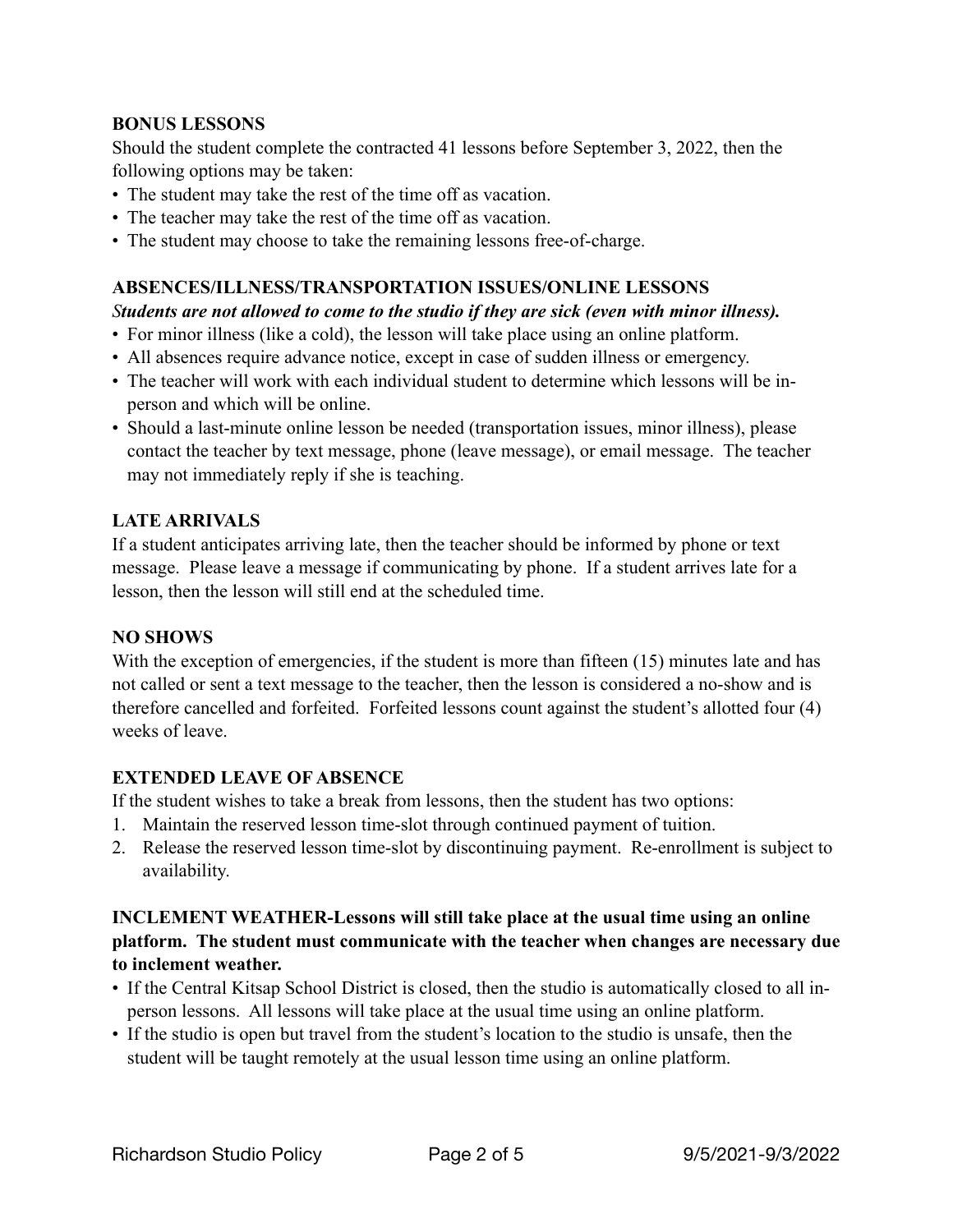**BONUS LESSONS**

Should the student complete the contracted 41 lessons before September 3, 2022, then the following options may be taken:

- The student may take the rest of the time off as vacation.
- The teacher may take the rest of the time off as vacation.
- The student may choose to take the remaining lessons free-of-charge.

**ABSENCES/ILLNESS/TRANSPORTATION ISSUES/ONLINE LESSONS**

***Students are not allowed to come to the studio if they are sick (even with minor illness).***

- For minor illness (like a cold), the lesson will take place using an online platform.
- All absences require advance notice, except in case of sudden illness or emergency.
- The teacher will work with each individual student to determine which lessons will be in-person and which will be online.
- Should a last-minute online lesson be needed (transportation issues, minor illness), please contact the teacher by text message, phone (leave message), or email message. The teacher may not immediately reply if she is teaching.

**LATE ARRIVALS**

If a student anticipates arriving late, then the teacher should be informed by phone or text message. Please leave a message if communicating by phone. If a student arrives late for a lesson, then the lesson will still end at the scheduled time.

**NO SHOWS**

With the exception of emergencies, if the student is more than fifteen (15) minutes late and has not called or sent a text message to the teacher, then the lesson is considered a no-show and is therefore cancelled and forfeited. Forfeited lessons count against the student's allotted four (4) weeks of leave.

**EXTENDED LEAVE OF ABSENCE**

If the student wishes to take a break from lessons, then the student has two options:

1. Maintain the reserved lesson time-slot through continued payment of tuition.
2. Release the reserved lesson time-slot by discontinuing payment. Re-enrollment is subject to availability.

**INCLEMENT WEATHER-Lessons will still take place at the usual time using an online platform. The student must communicate with the teacher when changes are necessary due to inclement weather.**

- If the Central Kitsap School District is closed, then the studio is automatically closed to all in-person lessons. All lessons will take place at the usual time using an online platform.
- If the studio is open but travel from the student's location to the studio is unsafe, then the student will be taught remotely at the usual lesson time using an online platform.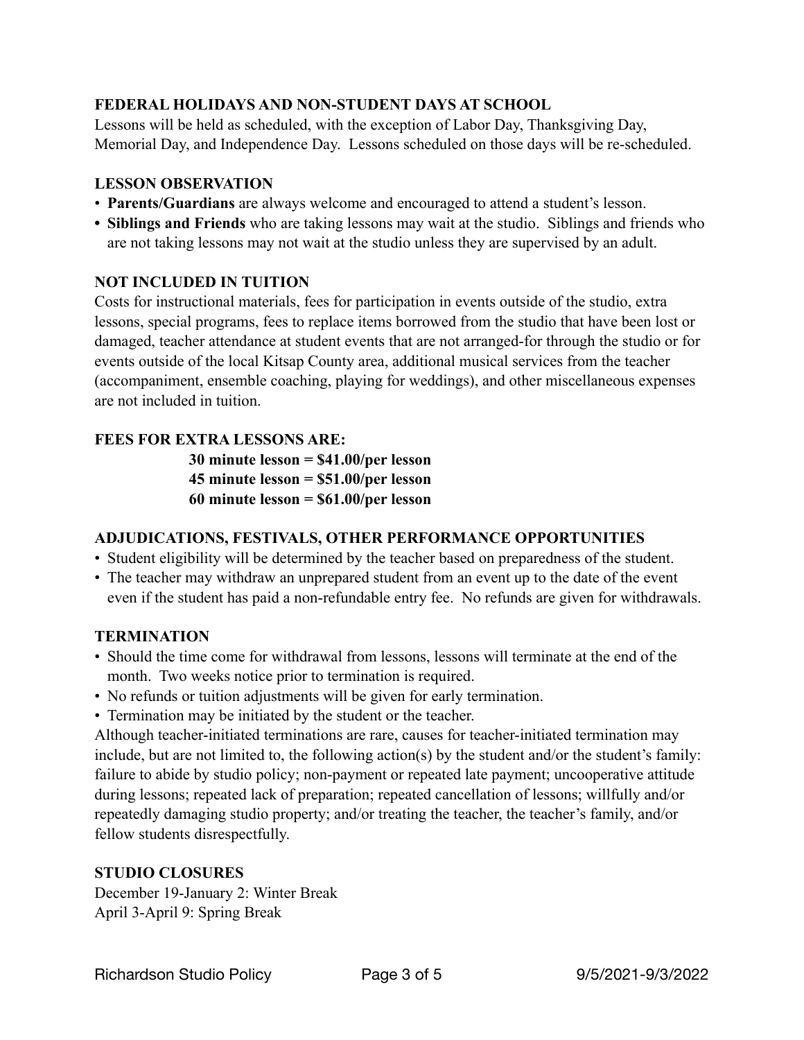**FEDERAL HOLIDAYS AND NON-STUDENT DAYS AT SCHOOL**

Lessons will be held as scheduled, with the exception of Labor Day, Thanksgiving Day, Memorial Day, and Independence Day. Lessons scheduled on those days will be re-scheduled.

**LESSON OBSERVATION**

- **Parents/Guardians** are always welcome and encouraged to attend a student's lesson.
- **Siblings and Friends** who are taking lessons may wait at the studio. Siblings and friends who are not taking lessons may not wait at the studio unless they are supervised by an adult.

**NOT INCLUDED IN TUITION**

Costs for instructional materials, fees for participation in events outside of the studio, extra lessons, special programs, fees to replace items borrowed from the studio that have been lost or damaged, teacher attendance at student events that are not arranged-for through the studio or for events outside of the local Kitsap County area, additional musical services from the teacher (accompaniment, ensemble coaching, playing for weddings), and other miscellaneous expenses are not included in tuition.

**FEES FOR EXTRA LESSONS ARE:**

**30 minute lesson = $41.00/per lesson**
**45 minute lesson = $51.00/per lesson**
**60 minute lesson = $61.00/per lesson**

**ADJUDICATIONS, FESTIVALS, OTHER PERFORMANCE OPPORTUNITIES**

- Student eligibility will be determined by the teacher based on preparedness of the student.
- The teacher may withdraw an unprepared student from an event up to the date of the event even if the student has paid a non-refundable entry fee. No refunds are given for withdrawals.

**TERMINATION**

- Should the time come for withdrawal from lessons, lessons will terminate at the end of the month. Two weeks notice prior to termination is required.
- No refunds or tuition adjustments will be given for early termination.
- Termination may be initiated by the student or the teacher.

Although teacher-initiated terminations are rare, causes for teacher-initiated termination may include, but are not limited to, the following action(s) by the student and/or the student's family: failure to abide by studio policy; non-payment or repeated late payment; uncooperative attitude during lessons; repeated lack of preparation; repeated cancellation of lessons; willfully and/or repeatedly damaging studio property; and/or treating the teacher, the teacher's family, and/or fellow students disrespectfully.

**STUDIO CLOSURES**

December 19-January 2: Winter Break
April 3-April 9: Spring Break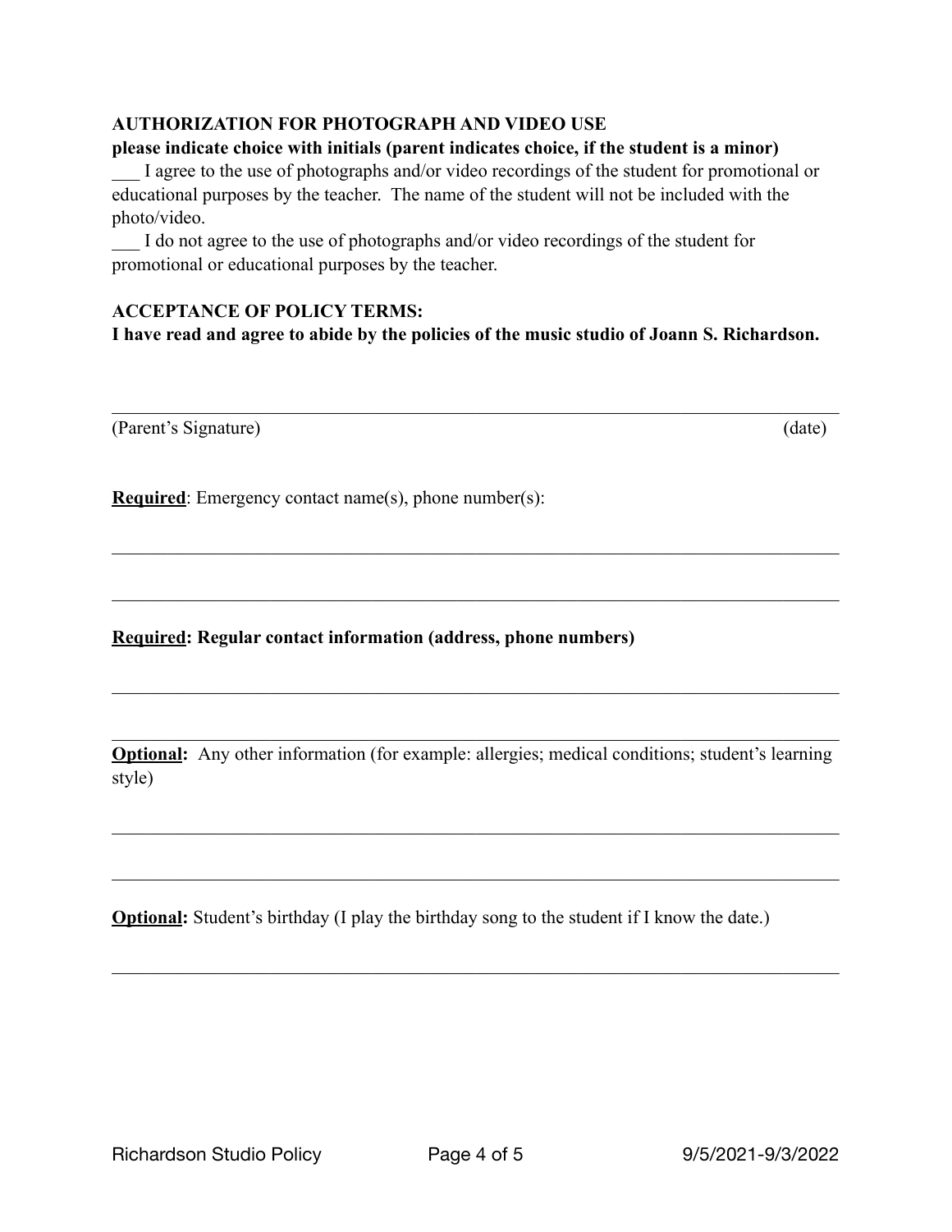**AUTHORIZATION FOR PHOTOGRAPH AND VIDEO USE**

**please indicate choice with initials (parent indicates choice, if the student is a minor)**

___ I agree to the use of photographs and/or video recordings of the student for promotional or educational purposes by the teacher. The name of the student will not be included with the photo/video.

___ I do not agree to the use of photographs and/or video recordings of the student for promotional or educational purposes by the teacher.

**ACCEPTANCE OF POLICY TERMS:**

**I have read and agree to abide by the policies of the music studio of Joann S. Richardson.**

______________________________________________________________________________

(Parent's Signature) (date)

**Required**: Emergency contact name(s), phone number(s):

______________________________________________________________________________

______________________________________________________________________________

**Required: Regular contact information (address, phone numbers)**

______________________________________________________________________________

______________________________________________________________________________

**Optional:** Any other information (for example: allergies; medical conditions; student's learning style)

______________________________________________________________________________

______________________________________________________________________________

**Optional:** Student's birthday (I play the birthday song to the student if I know the date.)

______________________________________________________________________________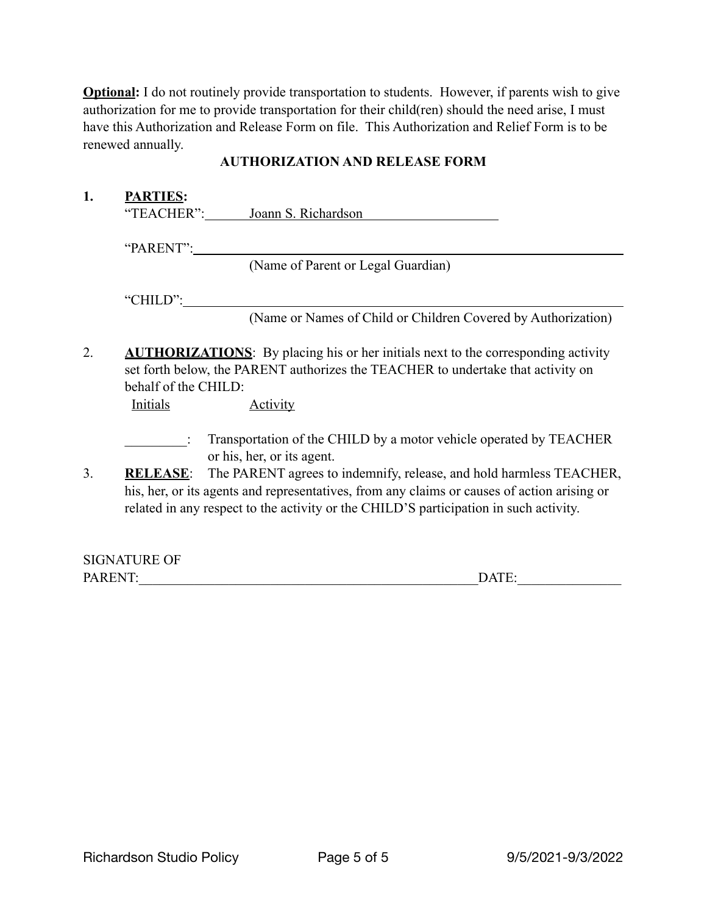**Optional:** I do not routinely provide transportation to students. However, if parents wish to give authorization for me to provide transportation for their child(ren) should the need arise, I must have this Authorization and Release Form on file. This Authorization and Relief Form is to be renewed annually.

## AUTHORIZATION AND RELEASE FORM

1. **PARTIES:**

   "TEACHER": Joann S. Richardson

   "PARENT": ____________________________________________
   (Name of Parent or Legal Guardian)

   "CHILD": ____________________________________________
   (Name or Names of Child or Children Covered by Authorization)

2. **AUTHORIZATIONS**: By placing his or her initials next to the corresponding activity set forth below, the PARENT authorizes the TEACHER to undertake that activity on behalf of the CHILD:

   Initials  Activity

   _________: Transportation of the CHILD by a motor vehicle operated by TEACHER or his, her, or its agent.

3. **RELEASE**: The PARENT agrees to indemnify, release, and hold harmless TEACHER, his, her, or its agents and representatives, from any claims or causes of action arising or related in any respect to the activity or the CHILD'S participation in such activity.

SIGNATURE OF PARENT: ____________________________________ DATE: _______________